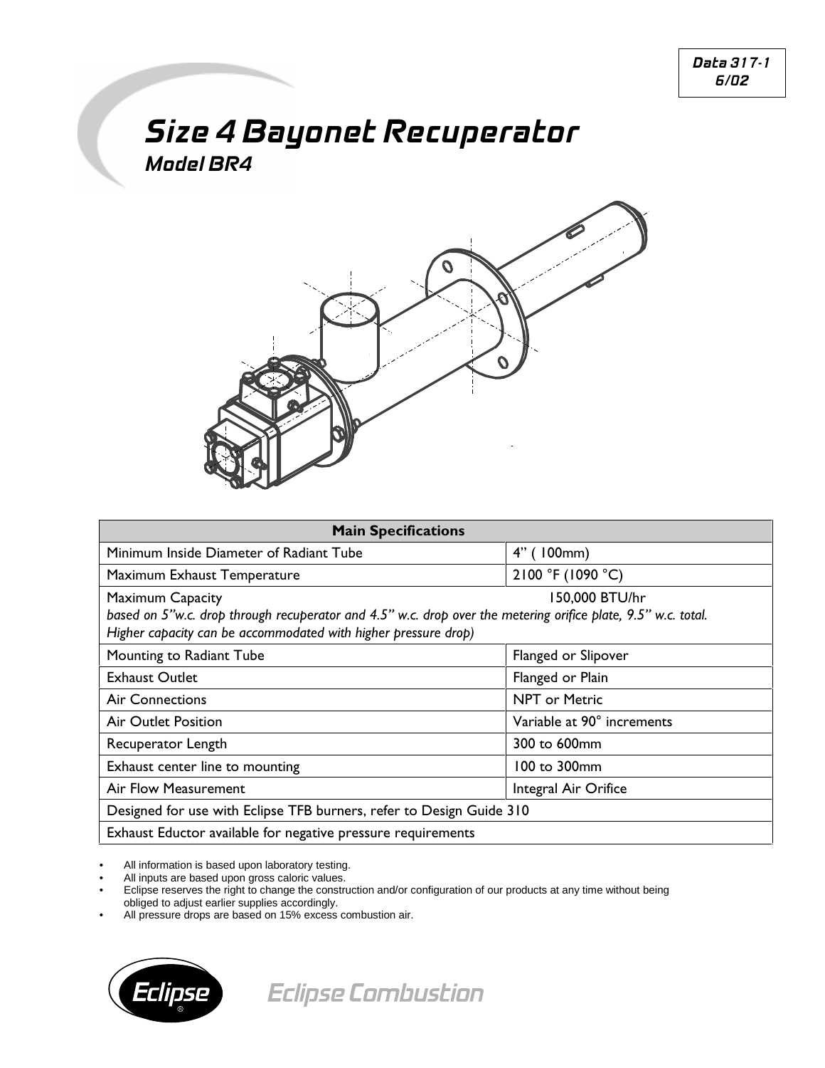Data 317-1
6/02

# Size 4 Bayonet Recuperator

## Model BR4

| Main Specifications | |
|---|---|
| Minimum Inside Diameter of Radiant Tube | 4" ( 100mm) |
| Maximum Exhaust Temperature | 2100 °F (1090 °C) |
| Maximum Capacity *based on 5"w.c. drop through recuperator and 4.5" w.c. drop over the metering orifice plate, 9.5" w.c. total. Higher capacity can be accommodated with higher pressure drop)* | 150,000 BTU/hr |
| Mounting to Radiant Tube | Flanged or Slipover |
| Exhaust Outlet | Flanged or Plain |
| Air Connections | NPT or Metric |
| Air Outlet Position | Variable at 90° increments |
| Recuperator Length | 300 to 600mm |
| Exhaust center line to mounting | 100 to 300mm |
| Air Flow Measurement | Integral Air Orifice |
| Designed for use with Eclipse TFB burners, refer to Design Guide 310 | |
| Exhaust Eductor available for negative pressure requirements | |

- All information is based upon laboratory testing.
- All inputs are based upon gross caloric values.
- Eclipse reserves the right to change the construction and/or configuration of our products at any time without being obliged to adjust earlier supplies accordingly.
- All pressure drops are based on 15% excess combustion air.

Eclipse Combustion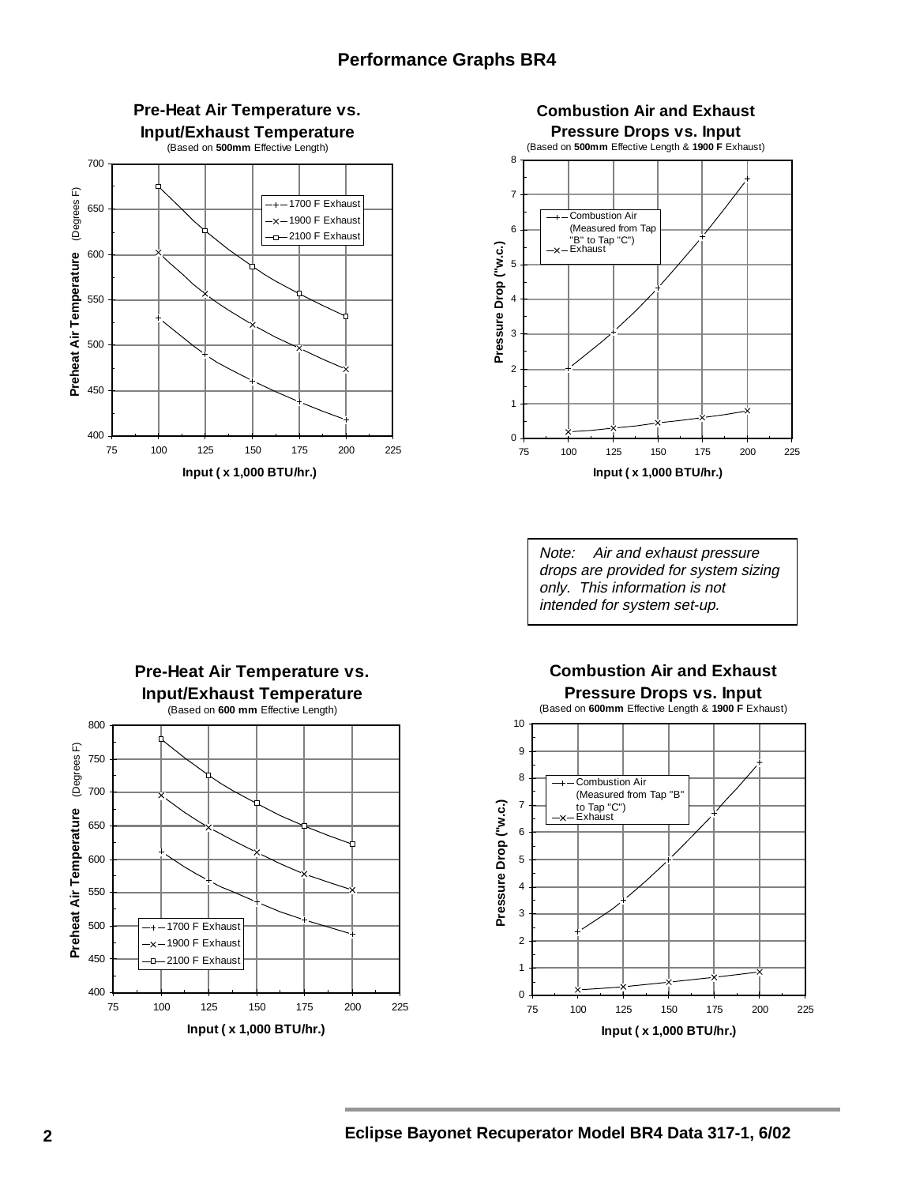## Performance Graphs BR4

### Pre-Heat Air Temperature vs. Input/Exhaust Temperature

(Based on **500mm** Effective Length)

Preheat Air Temperature (Degrees F)

Input ( x 1,000 BTU/hr.)

- 1700 F Exhaust
- 1900 F Exhaust
- 2100 F Exhaust

### Combustion Air and Exhaust Pressure Drops vs. Input

(Based on **500mm** Effective Length & **1900 F** Exhaust)

Pressure Drop ("w.c.)

Input ( x 1,000 BTU/hr.)

- Combustion Air (Measured from Tap "B" to Tap "C")
- Exhaust

*Note: Air and exhaust pressure drops are provided for system sizing only. This information is not intended for system set-up.*

### Pre-Heat Air Temperature vs. Input/Exhaust Temperature

(Based on **600 mm** Effective Length)

Preheat Air Temperature (Degrees F)

Input ( x 1,000 BTU/hr.)

- 1700 F Exhaust
- 1900 F Exhaust
- 2100 F Exhaust

### Combustion Air and Exhaust Pressure Drops vs. Input

(Based on **600mm** Effective Length & **1900 F** Exhaust)

Pressure Drop ("w.c.)

Input ( x 1,000 BTU/hr.)

- Combustion Air (Measured from Tap "B" to Tap "C")
- Exhaust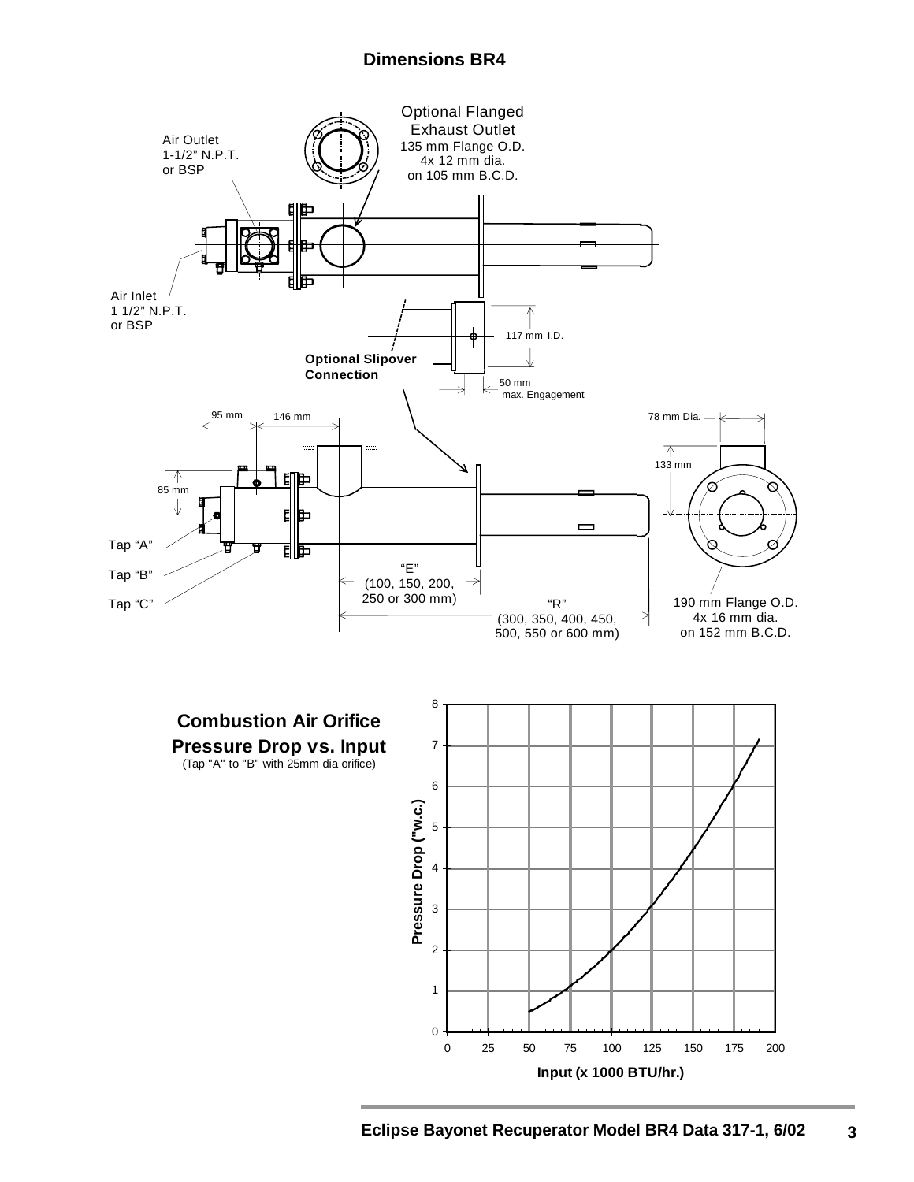## Dimensions BR4

Optional Flanged Exhaust Outlet
135 mm Flange O.D.
4x 12 mm dia.
on 105 mm B.C.D.

Air Outlet
1-1/2" N.P.T.
or BSP

Air Inlet
1 1/2" N.P.T.
or BSP

117 mm I.D.

**Optional Slipover Connection**

50 mm
max. Engagement

95 mm

146 mm

78 mm Dia.

133 mm

85 mm

Tap "A"

Tap "B"

Tap "C"

"E"
(100, 150, 200, 250 or 300 mm)

"R"
(300, 350, 400, 450, 500, 550 or 600 mm)

190 mm Flange O.D.
4x 16 mm dia.
on 152 mm B.C.D.

**Combustion Air Orifice Pressure Drop vs. Input**
(Tap "A" to "B" with 25mm dia orifice)

Pressure Drop ("w.c.)

Input (x 1000 BTU/hr.)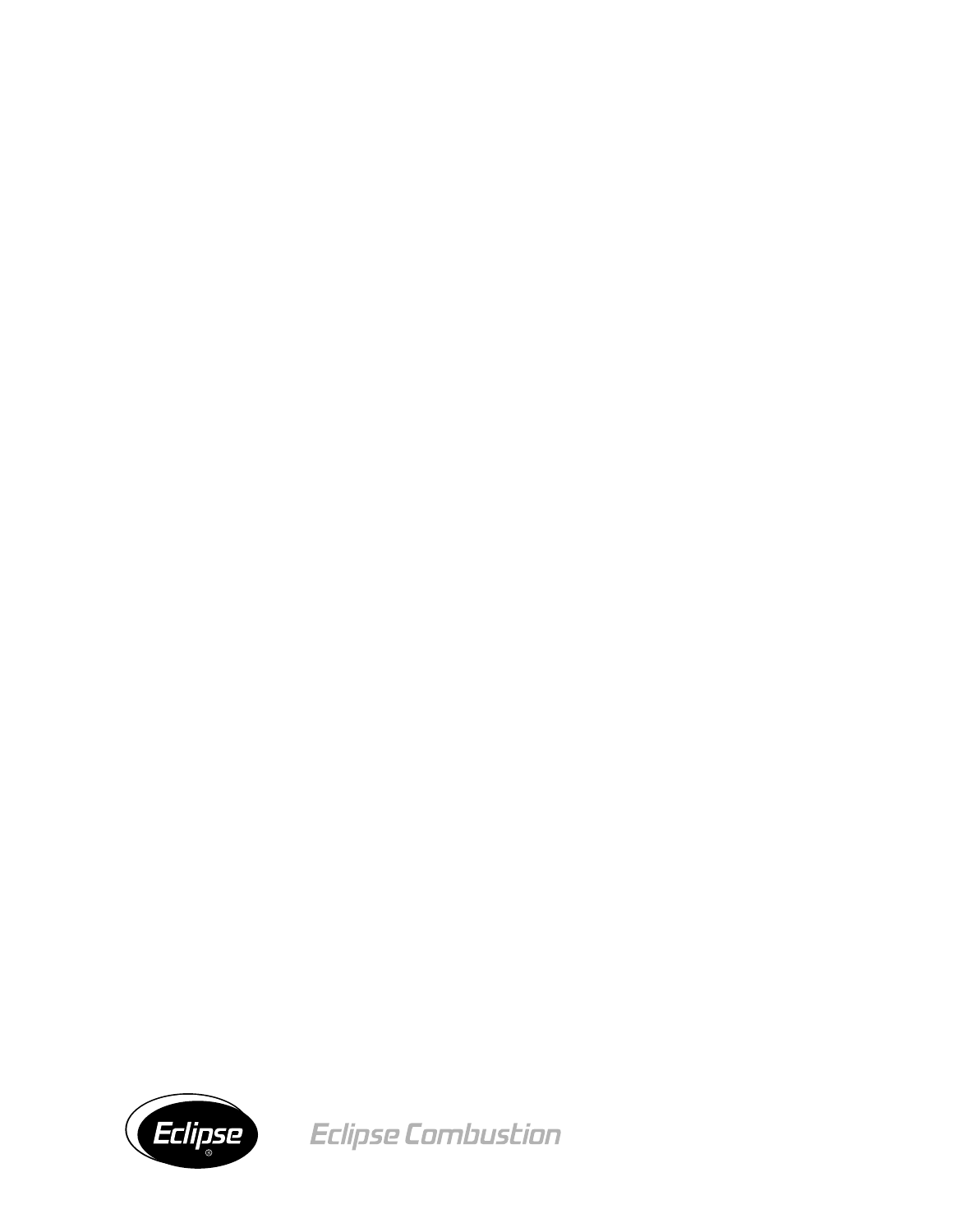Eclipse

Eclipse Combustion